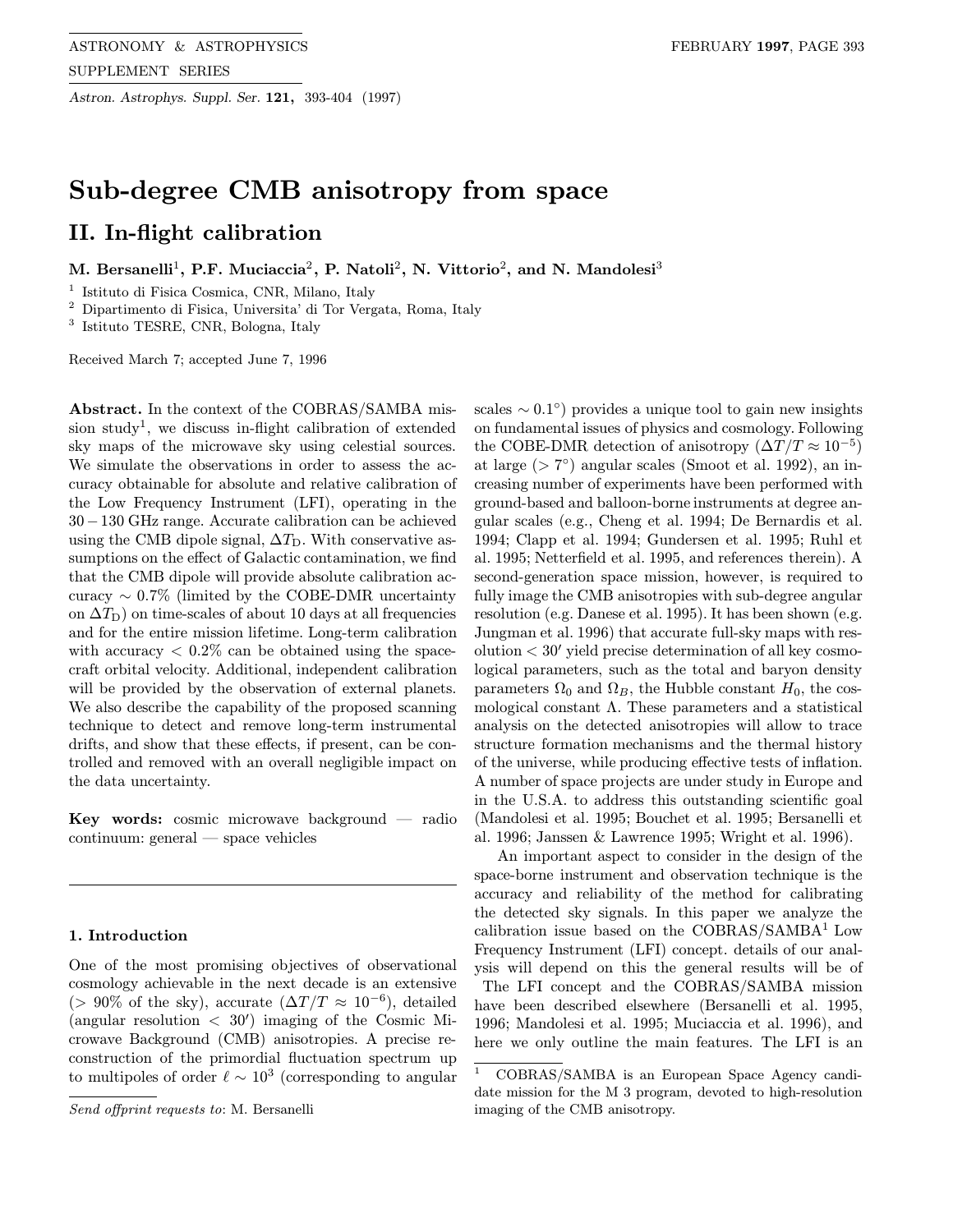# Sub-degree CMB anisotropy from space

## II. In-flight calibration

**M. Bersanelli**[1], **P.F. Muciaccia**[2], **P. Natoli**[2], **N. Vittorio**[2], **and N. Mandolesi**[3]

[1] Istituto di Fisica Cosmica, CNR, Milano, Italy
[2] Dipartimento di Fisica, Universita' di Tor Vergata, Roma, Italy
[3] Istituto TESRE, CNR, Bologna, Italy

Received March 7; accepted June 7, 1996

**Abstract.** In the context of the COBRAS/SAMBA mission study[1], we discuss in-flight calibration of extended sky maps of the microwave sky using celestial sources. We simulate the observations in order to assess the accuracy obtainable for absolute and relative calibration of the Low Frequency Instrument (LFI), operating in the $30-130$ GHz range. Accurate calibration can be achieved using the CMB dipole signal, $\Delta T_{\rm D}$. With conservative assumptions on the effect of Galactic contamination, we find that the CMB dipole will provide absolute calibration accuracy $\sim 0.7\%$ (limited by the COBE-DMR uncertainty on $\Delta T_{\rm D}$) on time-scales of about 10 days at all frequencies and for the entire mission lifetime. Long-term calibration with accuracy $< 0.2\%$ can be obtained using the spacecraft orbital velocity. Additional, independent calibration will be provided by the observation of external planets. We also describe the capability of the proposed scanning technique to detect and remove long-term instrumental drifts, and show that these effects, if present, can be controlled and removed with an overall negligible impact on the data uncertainty.

**Key words:** cosmic microwave background — radio continuum: general — space vehicles

### 1. Introduction

One of the most promising objectives of observational cosmology achievable in the next decade is an extensive ($> 90\%$ of the sky), accurate ($\Delta T/T \approx 10^{-6}$), detailed (angular resolution $< 30'$) imaging of the Cosmic Microwave Background (CMB) anisotropies. A precise reconstruction of the primordial fluctuation spectrum up to multipoles of order $\ell \sim 10^3$ (corresponding to angular scales $\sim 0.1^\circ$) provides a unique tool to gain new insights on fundamental issues of physics and cosmology. Following the COBE-DMR detection of anisotropy ($\Delta T/T \approx 10^{-5}$) at large ($> 7^\circ$) angular scales (Smoot et al. 1992), an increasing number of experiments have been performed with ground-based and balloon-borne instruments at degree angular scales (e.g., Cheng et al. 1994; De Bernardis et al. 1994; Clapp et al. 1994; Gundersen et al. 1995; Ruhl et al. 1995; Netterfield et al. 1995, and references therein). A second-generation space mission, however, is required to fully image the CMB anisotropies with sub-degree angular resolution (e.g. Danese et al. 1995). It has been shown (e.g. Jungman et al. 1996) that accurate full-sky maps with resolution $< 30'$ yield precise determination of all key cosmological parameters, such as the total and baryon density parameters $\Omega_0$ and $\Omega_B$, the Hubble constant $H_0$, the cosmological constant $\Lambda$. These parameters and a statistical analysis on the detected anisotropies will allow to trace structure formation mechanisms and the thermal history of the universe, while producing effective tests of inflation. A number of space projects are under study in Europe and in the U.S.A. to address this outstanding scientific goal (Mandolesi et al. 1995; Bouchet et al. 1995; Bersanelli et al. 1996; Janssen & Lawrence 1995; Wright et al. 1996).

An important aspect to consider in the design of the space-borne instrument and observation technique is the accuracy and reliability of the method for calibrating the detected sky signals. In this paper we analyze the calibration issue based on the COBRAS/SAMBA[1] Low Frequency Instrument (LFI) concept. details of our analysis will depend on this the general results will be of

The LFI concept and the COBRAS/SAMBA mission have been described elsewhere (Bersanelli et al. 1995, 1996; Mandolesi et al. 1995; Muciaccia et al. 1996), and here we only outline the main features. The LFI is an

[1] COBRAS/SAMBA is an European Space Agency candidate mission for the M 3 program, devoted to high-resolution imaging of the CMB anisotropy.

*Send offprint requests to*: M. Bersanelli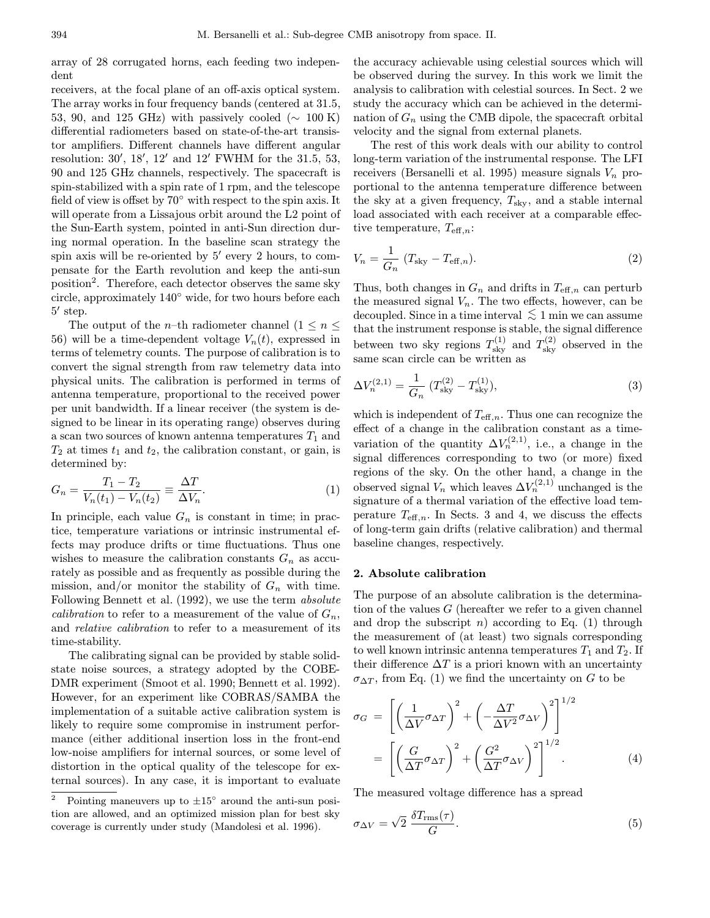array of 28 corrugated horns, each feeding two independent
receivers, at the focal plane of an off-axis optical system. The array works in four frequency bands (centered at 31.5, 53, 90, and 125 GHz) with passively cooled ($\sim$ 100 K) differential radiometers based on state-of-the-art transistor amplifiers. Different channels have different angular resolution: $30'$, $18'$, $12'$ and $12'$ FWHM for the 31.5, 53, 90 and 125 GHz channels, respectively. The spacecraft is spin-stabilized with a spin rate of 1 rpm, and the telescope field of view is offset by $70^\circ$ with respect to the spin axis. It will operate from a Lissajous orbit around the L2 point of the Sun-Earth system, pointed in anti-Sun direction during normal operation. In the baseline scan strategy the spin axis will be re-oriented by $5'$ every 2 hours, to compensate for the Earth revolution and keep the anti-sun position[2]. Therefore, each detector observes the same sky circle, approximately $140^\circ$ wide, for two hours before each $5'$ step.

The output of the $n$–th radiometer channel ($1 \leq n \leq 56$) will be a time-dependent voltage $V_n(t)$, expressed in terms of telemetry counts. The purpose of calibration is to convert the signal strength from raw telemetry data into physical units. The calibration is performed in terms of antenna temperature, proportional to the received power per unit bandwidth. If a linear receiver (the system is designed to be linear in its operating range) observes during a scan two sources of known antenna temperatures $T_1$ and $T_2$ at times $t_1$ and $t_2$, the calibration constant, or gain, is determined by:

$$G_n = \frac{T_1 - T_2}{V_n(t_1) - V_n(t_2)} \equiv \frac{\Delta T}{\Delta V_n}. \tag{1}$$

In principle, each value $G_n$ is constant in time; in practice, temperature variations or intrinsic instrumental effects may produce drifts or time fluctuations. Thus one wishes to measure the calibration constants $G_n$ as accurately as possible and as frequently as possible during the mission, and/or monitor the stability of $G_n$ with time. Following Bennett et al. (1992), we use the term *absolute calibration* to refer to a measurement of the value of $G_n$, and *relative calibration* to refer to a measurement of its time-stability.

The calibrating signal can be provided by stable solid-state noise sources, a strategy adopted by the COBE-DMR experiment (Smoot et al. 1990; Bennett et al. 1992). However, for an experiment like COBRAS/SAMBA the implementation of a suitable active calibration system is likely to require some compromise in instrument performance (either additional insertion loss in the front-end low-noise amplifiers for internal sources, or some level of distortion in the optical quality of the telescope for external sources). In any case, it is important to evaluate the accuracy achievable using celestial sources which will be observed during the survey. In this work we limit the analysis to calibration with celestial sources. In Sect. 2 we study the accuracy which can be achieved in the determination of $G_n$ using the CMB dipole, the spacecraft orbital velocity and the signal from external planets.

The rest of this work deals with our ability to control long-term variation of the instrumental response. The LFI receivers (Bersanelli et al. 1995) measure signals $V_n$ proportional to the antenna temperature difference between the sky at a given frequency, $T_{\rm sky}$, and a stable internal load associated with each receiver at a comparable effective temperature, $T_{{\rm eff},n}$:

$$V_n = \frac{1}{G_n}\ (T_{\rm sky} - T_{{\rm eff},n}). \tag{2}$$

Thus, both changes in $G_n$ and drifts in $T_{{\rm eff},n}$ can perturb the measured signal $V_n$. The two effects, however, can be decoupled. Since in a time interval $\lesssim 1$ min we can assume that the instrument response is stable, the signal difference between two sky regions $T^{(1)}_{\rm sky}$ and $T^{(2)}_{\rm sky}$ observed in the same scan circle can be written as

$$\Delta V^{(2,1)}_n = \frac{1}{G_n}\ (T^{(2)}_{\rm sky} - T^{(1)}_{\rm sky}), \tag{3}$$

which is independent of $T_{{\rm eff},n}$. Thus one can recognize the effect of a change in the calibration constant as a time-variation of the quantity $\Delta V^{(2,1)}_n$, i.e., a change in the signal differences corresponding to two (or more) fixed regions of the sky. On the other hand, a change in the observed signal $V_n$ which leaves $\Delta V^{(2,1)}_n$ unchanged is the signature of a thermal variation of the effective load temperature $T_{{\rm eff},n}$. In Sects. 3 and 4, we discuss the effects of long-term gain drifts (relative calibration) and thermal baseline changes, respectively.

## 2. Absolute calibration

The purpose of an absolute calibration is the determination of the values $G$ (hereafter we refer to a given channel and drop the subscript $n$) according to Eq. (1) through the measurement of (at least) two signals corresponding to well known intrinsic antenna temperatures $T_1$ and $T_2$. If their difference $\Delta T$ is a priori known with an uncertainty $\sigma_{\Delta T}$, from Eq. (1) we find the uncertainty on $G$ to be

$$\begin{aligned}\sigma_G &= \left[\left(\frac{1}{\Delta V}\sigma_{\Delta T}\right)^2 + \left(-\frac{\Delta T}{\Delta V^2}\sigma_{\Delta V}\right)^2\right]^{1/2} \\ &= \left[\left(\frac{G}{\Delta T}\sigma_{\Delta T}\right)^2 + \left(\frac{G^2}{\Delta T}\sigma_{\Delta V}\right)^2\right]^{1/2}.\end{aligned} \tag{4}$$

The measured voltage difference has a spread

$$\sigma_{\Delta V} = \sqrt{2}\ \frac{\delta T_{\rm rms}(\tau)}{G}. \tag{5}$$

[2] Pointing maneuvers up to $\pm 15^\circ$ around the anti-sun position are allowed, and an optimized mission plan for best sky coverage is currently under study (Mandolesi et al. 1996).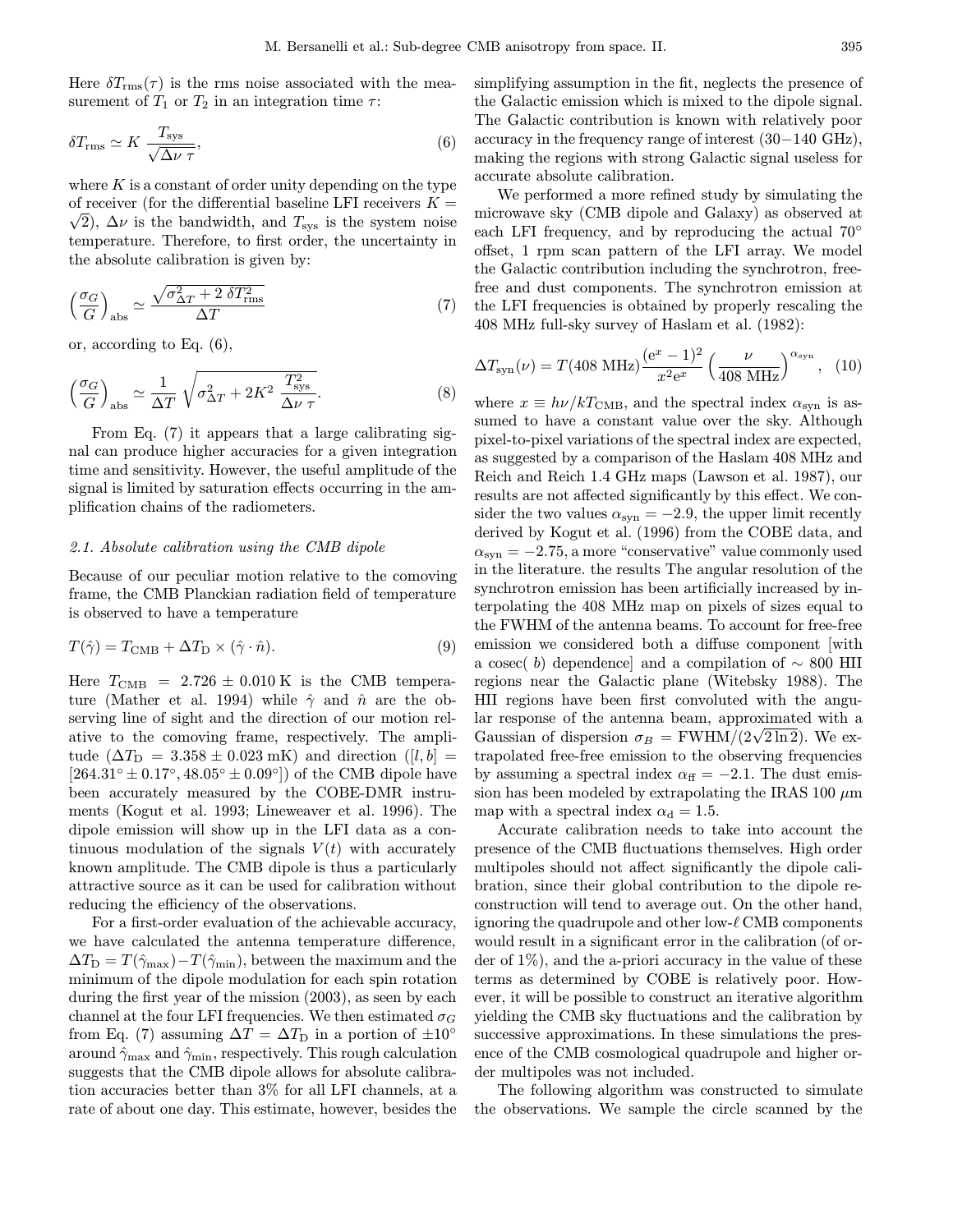Here $\delta T_{\rm rms}(\tau)$ is the rms noise associated with the measurement of $T_1$ or $T_2$ in an integration time $\tau$:

$$\delta T_{\rm rms} \simeq K \, \frac{T_{\rm sys}}{\sqrt{\Delta\nu \, \tau}}, \tag{6}$$

where $K$ is a constant of order unity depending on the type of receiver (for the differential baseline LFI receivers $K = \sqrt{2}$), $\Delta\nu$ is the bandwidth, and $T_{\rm sys}$ is the system noise temperature. Therefore, to first order, the uncertainty in the absolute calibration is given by:

$$\left(\frac{\sigma_G}{G}\right)_{\rm abs} \simeq \frac{\sqrt{\sigma^2_{\Delta T} + 2\,\delta T^2_{\rm rms}}}{\Delta T} \tag{7}$$

or, according to Eq. (6),

$$\left(\frac{\sigma_G}{G}\right)_{\rm abs} \simeq \frac{1}{\Delta T}\,\sqrt{\sigma^2_{\Delta T} + 2K^2\,\frac{T^2_{\rm sys}}{\Delta\nu\,\tau}}. \tag{8}$$

From Eq. (7) it appears that a large calibrating signal can produce higher accuracies for a given integration time and sensitivity. However, the useful amplitude of the signal is limited by saturation effects occurring in the amplification chains of the radiometers.

### 2.1. Absolute calibration using the CMB dipole

Because of our peculiar motion relative to the comoving frame, the CMB Planckian radiation field of temperature is observed to have a temperature

$$T(\hat{\gamma}) = T_{\rm CMB} + \Delta T_{\rm D} \times (\hat{\gamma}\cdot\hat{n}). \tag{9}$$

Here $T_{\rm CMB} = 2.726 \pm 0.010$ K is the CMB temperature (Mather et al. 1994) while $\hat{\gamma}$ and $\hat{n}$ are the observing line of sight and the direction of our motion relative to the comoving frame, respectively. The amplitude ($\Delta T_{\rm D} = 3.358 \pm 0.023$ mK) and direction ($[l,b] = [264.31^\circ \pm 0.17^\circ, 48.05^\circ \pm 0.09^\circ]$) of the CMB dipole have been accurately measured by the COBE-DMR instruments (Kogut et al. 1993; Lineweaver et al. 1996). The dipole emission will show up in the LFI data as a continuous modulation of the signals $V(t)$ with accurately known amplitude. The CMB dipole is thus a particularly attractive source as it can be used for calibration without reducing the efficiency of the observations.

For a first-order evaluation of the achievable accuracy, we have calculated the antenna temperature difference, $\Delta T_{\rm D} = T(\hat{\gamma}_{\rm max}) - T(\hat{\gamma}_{\rm min})$, between the maximum and the minimum of the dipole modulation for each spin rotation during the first year of the mission (2003), as seen by each channel at the four LFI frequencies. We then estimated $\sigma_G$ from Eq. (7) assuming $\Delta T = \Delta T_{\rm D}$ in a portion of $\pm 10^\circ$ around $\hat{\gamma}_{\rm max}$ and $\hat{\gamma}_{\rm min}$, respectively. This rough calculation suggests that the CMB dipole allows for absolute calibration accuracies better than 3% for all LFI channels, at a rate of about one day. This estimate, however, besides the simplifying assumption in the fit, neglects the presence of the Galactic emission which is mixed to the dipole signal. The Galactic contribution is known with relatively poor accuracy in the frequency range of interest (30−140 GHz), making the regions with strong Galactic signal useless for accurate absolute calibration.

We performed a more refined study by simulating the microwave sky (CMB dipole and Galaxy) as observed at each LFI frequency, and by reproducing the actual $70^\circ$ offset, 1 rpm scan pattern of the LFI array. We model the Galactic contribution including the synchrotron, free-free and dust components. The synchrotron emission at the LFI frequencies is obtained by properly rescaling the 408 MHz full-sky survey of Haslam et al. (1982):

$$\Delta T_{\rm syn}(\nu) = T(408\ {\rm MHz})\frac{({\rm e}^x - 1)^2}{x^2 {\rm e}^x}\left(\frac{\nu}{408\ {\rm MHz}}\right)^{\alpha_{\rm syn}}, \tag{10}$$

where $x \equiv h\nu/kT_{\rm CMB}$, and the spectral index $\alpha_{\rm syn}$ is assumed to have a constant value over the sky. Although pixel-to-pixel variations of the spectral index are expected, as suggested by a comparison of the Haslam 408 MHz and Reich and Reich 1.4 GHz maps (Lawson et al. 1987), our results are not affected significantly by this effect. We consider the two values $\alpha_{\rm syn} = -2.9$, the upper limit recently derived by Kogut et al. (1996) from the COBE data, and $\alpha_{\rm syn} = -2.75$, a more "conservative" value commonly used in the literature. the results The angular resolution of the synchrotron emission has been artificially increased by interpolating the 408 MHz map on pixels of sizes equal to the FWHM of the antenna beams. To account for free-free emission we considered both a diffuse component [with a cosec( $b$) dependence] and a compilation of $\sim 800$ HII regions near the Galactic plane (Witebsky 1988). The HII regions have been first convoluted with the angular response of the antenna beam, approximated with a Gaussian of dispersion $\sigma_B = {\rm FWHM}/(2\sqrt{2\ln 2})$. We extrapolated free-free emission to the observing frequencies by assuming a spectral index $\alpha_{\rm ff} = -2.1$. The dust emission has been modeled by extrapolating the IRAS 100 $\mu$m map with a spectral index $\alpha_{\rm d} = 1.5$.

Accurate calibration needs to take into account the presence of the CMB fluctuations themselves. High order multipoles should not affect significantly the dipole calibration, since their global contribution to the dipole reconstruction will tend to average out. On the other hand, ignoring the quadrupole and other low-$\ell$ CMB components would result in a significant error in the calibration (of order of 1%), and the a-priori accuracy in the value of these terms as determined by COBE is relatively poor. However, it will be possible to construct an iterative algorithm yielding the CMB sky fluctuations and the calibration by successive approximations. In these simulations the presence of the CMB cosmological quadrupole and higher order multipoles was not included.

The following algorithm was constructed to simulate the observations. We sample the circle scanned by the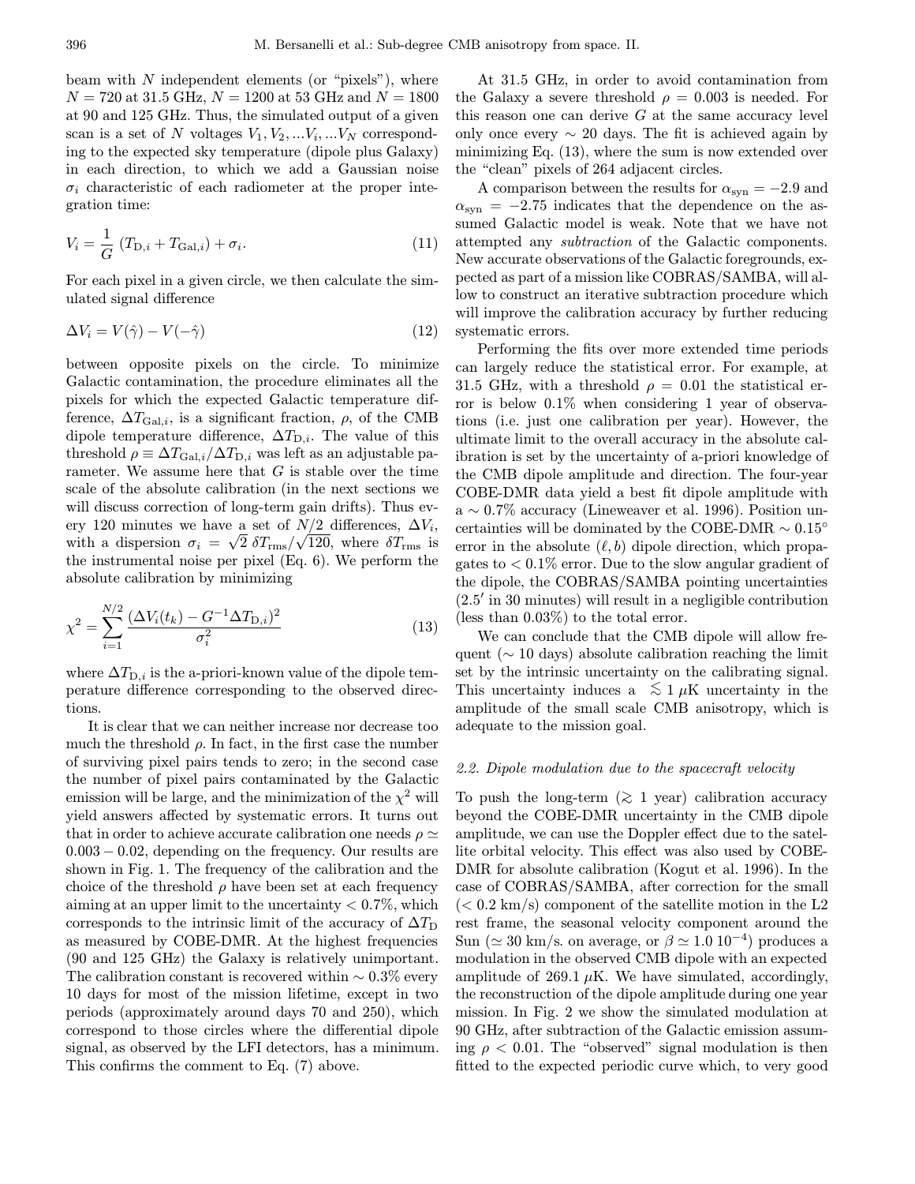beam with $N$ independent elements (or "pixels"), where $N = 720$ at 31.5 GHz, $N = 1200$ at 53 GHz and $N = 1800$ at 90 and 125 GHz. Thus, the simulated output of a given scan is a set of $N$ voltages $V_1, V_2, ...V_i, ...V_N$ corresponding to the expected sky temperature (dipole plus Galaxy) in each direction, to which we add a Gaussian noise $\sigma_i$ characteristic of each radiometer at the proper integration time:

$$V_i = \frac{1}{G}\left(T_{\mathrm{D},i} + T_{\mathrm{Gal},i}\right) + \sigma_i. \tag{11}$$

For each pixel in a given circle, we then calculate the simulated signal difference

$$\Delta V_i = V(\hat{\gamma}) - V(-\hat{\gamma}) \tag{12}$$

between opposite pixels on the circle. To minimize Galactic contamination, the procedure eliminates all the pixels for which the expected Galactic temperature difference, $\Delta T_{\mathrm{Gal},i}$, is a significant fraction, $\rho$, of the CMB dipole temperature difference, $\Delta T_{\mathrm{D},i}$. The value of this threshold $\rho \equiv \Delta T_{\mathrm{Gal},i}/\Delta T_{\mathrm{D},i}$ was left as an adjustable parameter. We assume here that $G$ is stable over the time scale of the absolute calibration (in the next sections we will discuss correction of long-term gain drifts). Thus every 120 minutes we have a set of $N/2$ differences, $\Delta V_i$, with a dispersion $\sigma_i = \sqrt{2}\ \delta T_{\mathrm{rms}}/\sqrt{120}$, where $\delta T_{\mathrm{rms}}$ is the instrumental noise per pixel (Eq. 6). We perform the absolute calibration by minimizing

$$\chi^2 = \sum_{i=1}^{N/2} \frac{(\Delta V_i(t_k) - G^{-1}\Delta T_{\mathrm{D},i})^2}{\sigma_i^2} \tag{13}$$

where $\Delta T_{\mathrm{D},i}$ is the a-priori-known value of the dipole temperature difference corresponding to the observed directions.

It is clear that we can neither increase nor decrease too much the threshold $\rho$. In fact, in the first case the number of surviving pixel pairs tends to zero; in the second case the number of pixel pairs contaminated by the Galactic emission will be large, and the minimization of the $\chi^2$ will yield answers affected by systematic errors. It turns out that in order to achieve accurate calibration one needs $\rho \simeq 0.003 - 0.02$, depending on the frequency. Our results are shown in Fig. 1. The frequency of the calibration and the choice of the threshold $\rho$ have been set at each frequency aiming at an upper limit to the uncertainty $< 0.7\%$, which corresponds to the intrinsic limit of the accuracy of $\Delta T_{\mathrm{D}}$ as measured by COBE-DMR. At the highest frequencies (90 and 125 GHz) the Galaxy is relatively unimportant. The calibration constant is recovered within $\sim 0.3\%$ every 10 days for most of the mission lifetime, except in two periods (approximately around days 70 and 250), which correspond to those circles where the differential dipole signal, as observed by the LFI detectors, has a minimum. This confirms the comment to Eq. (7) above.

At 31.5 GHz, in order to avoid contamination from the Galaxy a severe threshold $\rho = 0.003$ is needed. For this reason one can derive $G$ at the same accuracy level only once every $\sim 20$ days. The fit is achieved again by minimizing Eq. (13), where the sum is now extended over the "clean" pixels of 264 adjacent circles.

A comparison between the results for $\alpha_{\mathrm{syn}} = -2.9$ and $\alpha_{\mathrm{syn}} = -2.75$ indicates that the dependence on the assumed Galactic model is weak. Note that we have not attempted any *subtraction* of the Galactic components. New accurate observations of the Galactic foregrounds, expected as part of a mission like COBRAS/SAMBA, will allow to construct an iterative subtraction procedure which will improve the calibration accuracy by further reducing systematic errors.

Performing the fits over more extended time periods can largely reduce the statistical error. For example, at 31.5 GHz, with a threshold $\rho = 0.01$ the statistical error is below 0.1% when considering 1 year of observations (i.e. just one calibration per year). However, the ultimate limit to the overall accuracy in the absolute calibration is set by the uncertainty of a-priori knowledge of the CMB dipole amplitude and direction. The four-year COBE-DMR data yield a best fit dipole amplitude with a $\sim 0.7\%$ accuracy (Lineweaver et al. 1996). Position uncertainties will be dominated by the COBE-DMR $\sim 0.15°$ error in the absolute $(\ell, b)$ dipole direction, which propagates to $< 0.1\%$ error. Due to the slow angular gradient of the dipole, the COBRAS/SAMBA pointing uncertainties ($2.5'$ in 30 minutes) will result in a negligible contribution (less than 0.03%) to the total error.

We can conclude that the CMB dipole will allow frequent ($\sim 10$ days) absolute calibration reaching the limit set by the intrinsic uncertainty on the calibrating signal. This uncertainty induces a $\lesssim 1\ \mu$K uncertainty in the amplitude of the small scale CMB anisotropy, which is adequate to the mission goal.

### 2.2. Dipole modulation due to the spacecraft velocity

To push the long-term ($\gtrsim 1$ year) calibration accuracy beyond the COBE-DMR uncertainty in the CMB dipole amplitude, we can use the Doppler effect due to the satellite orbital velocity. This effect was also used by COBE-DMR for absolute calibration (Kogut et al. 1996). In the case of COBRAS/SAMBA, after correction for the small ($< 0.2$ km/s) component of the satellite motion in the L2 rest frame, the seasonal velocity component around the Sun ($\simeq 30$ km/s. on average, or $\beta \simeq 1.0\ 10^{-4}$) produces a modulation in the observed CMB dipole with an expected amplitude of 269.1 $\mu$K. We have simulated, accordingly, the reconstruction of the dipole amplitude during one year mission. In Fig. 2 we show the simulated modulation at 90 GHz, after subtraction of the Galactic emission assuming $\rho < 0.01$. The "observed" signal modulation is then fitted to the expected periodic curve which, to very good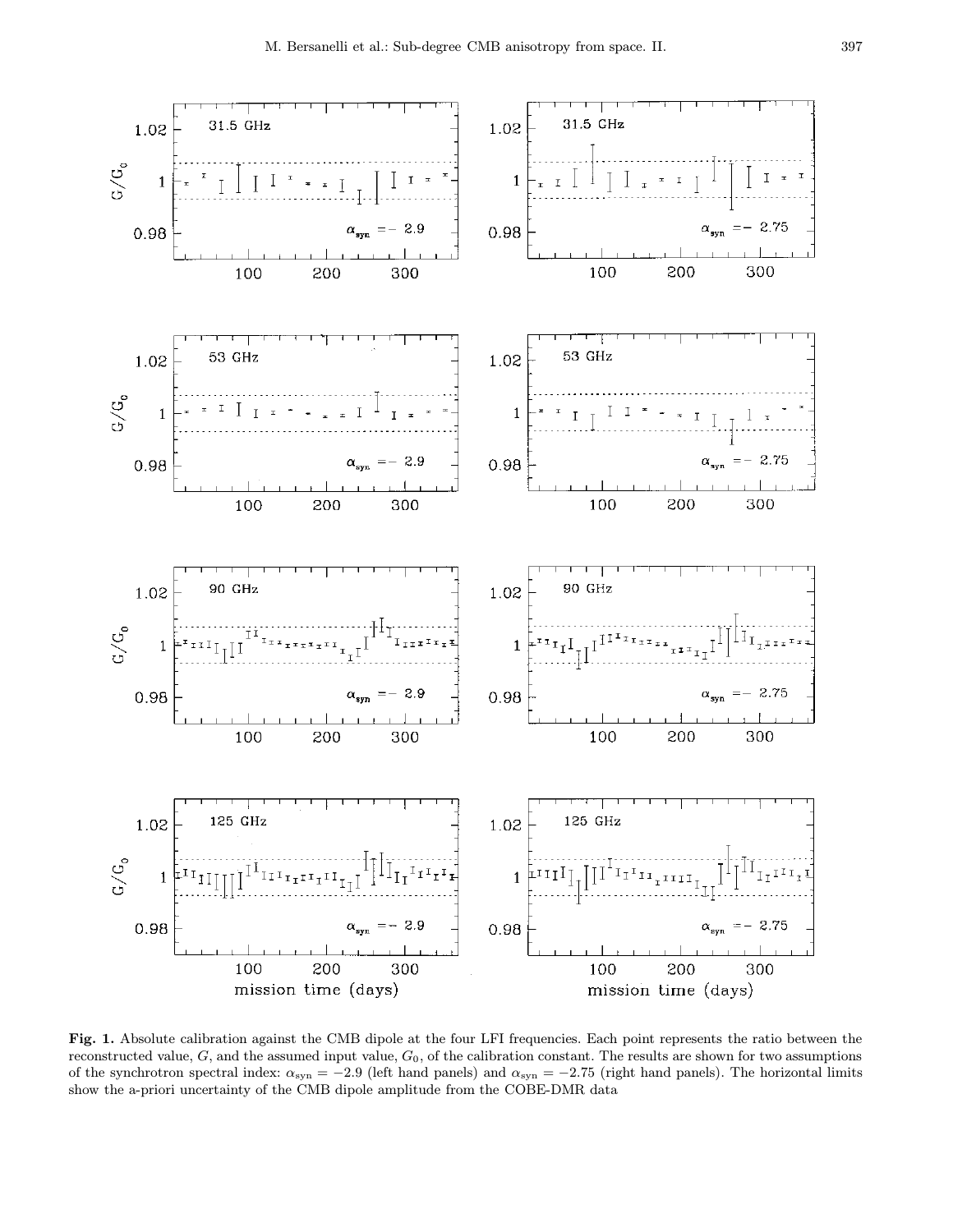**Fig. 1.** Absolute calibration against the CMB dipole at the four LFI frequencies. Each point represents the ratio between the reconstructed value, $G$, and the assumed input value, $G_0$, of the calibration constant. The results are shown for two assumptions of the synchrotron spectral index: $\alpha_{\rm syn} = -2.9$ (left hand panels) and $\alpha_{\rm syn} = -2.75$ (right hand panels). The horizontal limits show the a-priori uncertainty of the CMB dipole amplitude from the COBE-DMR data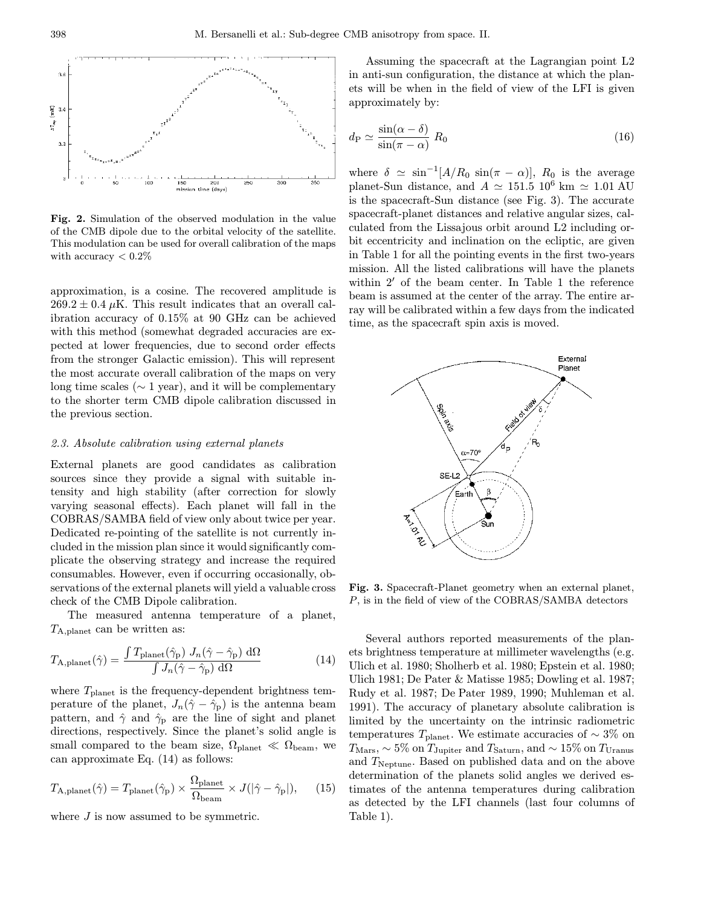Fig. 2. Simulation of the observed modulation in the value of the CMB dipole due to the orbital velocity of the satellite. This modulation can be used for overall calibration of the maps with accuracy < 0.2%

approximation, is a cosine. The recovered amplitude is $269.2 \pm 0.4\ \mu$K. This result indicates that an overall calibration accuracy of 0.15% at 90 GHz can be achieved with this method (somewhat degraded accuracies are expected at lower frequencies, due to second order effects from the stronger Galactic emission). This will represent the most accurate overall calibration of the maps on very long time scales ($\sim$ 1 year), and it will be complementary to the shorter term CMB dipole calibration discussed in the previous section.

### 2.3. Absolute calibration using external planets

External planets are good candidates as calibration sources since they provide a signal with suitable intensity and high stability (after correction for slowly varying seasonal effects). Each planet will fall in the COBRAS/SAMBA field of view only about twice per year. Dedicated re-pointing of the satellite is not currently included in the mission plan since it would significantly complicate the observing strategy and increase the required consumables. However, even if occurring occasionally, observations of the external planets will yield a valuable cross check of the CMB Dipole calibration.

The measured antenna temperature of a planet, $T_{\rm A,planet}$ can be written as:

$$T_{\rm A,planet}(\hat{\gamma}) = \frac{\int T_{\rm planet}(\hat{\gamma}_{\rm p})\ J_n(\hat{\gamma} - \hat{\gamma}_{\rm p})\ {\rm d}\Omega}{\int J_n(\hat{\gamma} - \hat{\gamma}_{\rm p})\ {\rm d}\Omega} \tag{14}$$

where $T_{\rm planet}$ is the frequency-dependent brightness temperature of the planet, $J_n(\hat{\gamma} - \hat{\gamma}_{\rm p})$ is the antenna beam pattern, and $\hat{\gamma}$ and $\hat{\gamma}_{\rm p}$ are the line of sight and planet directions, respectively. Since the planet's solid angle is small compared to the beam size, $\Omega_{\rm planet} \ll \Omega_{\rm beam}$, we can approximate Eq. (14) as follows:

$$T_{\rm A,planet}(\hat{\gamma}) = T_{\rm planet}(\hat{\gamma}_{\rm p}) \times \frac{\Omega_{\rm planet}}{\Omega_{\rm beam}} \times J(|\hat{\gamma} - \hat{\gamma}_{\rm p}|), \tag{15}$$

where $J$ is now assumed to be symmetric.

Assuming the spacecraft at the Lagrangian point L2 in anti-sun configuration, the distance at which the planets will be when in the field of view of the LFI is given approximately by:

$$d_{\rm P} \simeq \frac{\sin(\alpha - \delta)}{\sin(\pi - \alpha)}\ R_0 \tag{16}$$

where $\delta \simeq \sin^{-1}[A/R_0 \sin(\pi - \alpha)]$, $R_0$ is the average planet-Sun distance, and $A \simeq 151.5\ 10^6$ km $\simeq 1.01$ AU is the spacecraft-Sun distance (see Fig. 3). The accurate spacecraft-planet distances and relative angular sizes, calculated from the Lissajous orbit around L2 including orbit eccentricity and inclination on the ecliptic, are given in Table 1 for all the pointing events in the first two-years mission. All the listed calibrations will have the planets within $2'$ of the beam center. In Table 1 the reference beam is assumed at the center of the array. The entire array will be calibrated within a few days from the indicated time, as the spacecraft spin axis is moved.

Fig. 3. Spacecraft-Planet geometry when an external planet, $P$, is in the field of view of the COBRAS/SAMBA detectors

Several authors reported measurements of the planets brightness temperature at millimeter wavelengths (e.g. Ulich et al. 1980; Sholherb et al. 1980; Epstein et al. 1980; Ulich 1981; De Pater & Matisse 1985; Dowling et al. 1987; Rudy et al. 1987; De Pater 1989, 1990; Muhleman et al. 1991). The accuracy of planetary absolute calibration is limited by the uncertainty on the intrinsic radiometric temperatures $T_{\rm planet}$. We estimate accuracies of $\sim 3\%$ on $T_{\rm Mars}$, $\sim 5\%$ on $T_{\rm Jupiter}$ and $T_{\rm Saturn}$, and $\sim 15\%$ on $T_{\rm Uranus}$ and $T_{\rm Neptune}$. Based on published data and on the above determination of the planets solid angles we derived estimates of the antenna temperatures during calibration as detected by the LFI channels (last four columns of Table 1).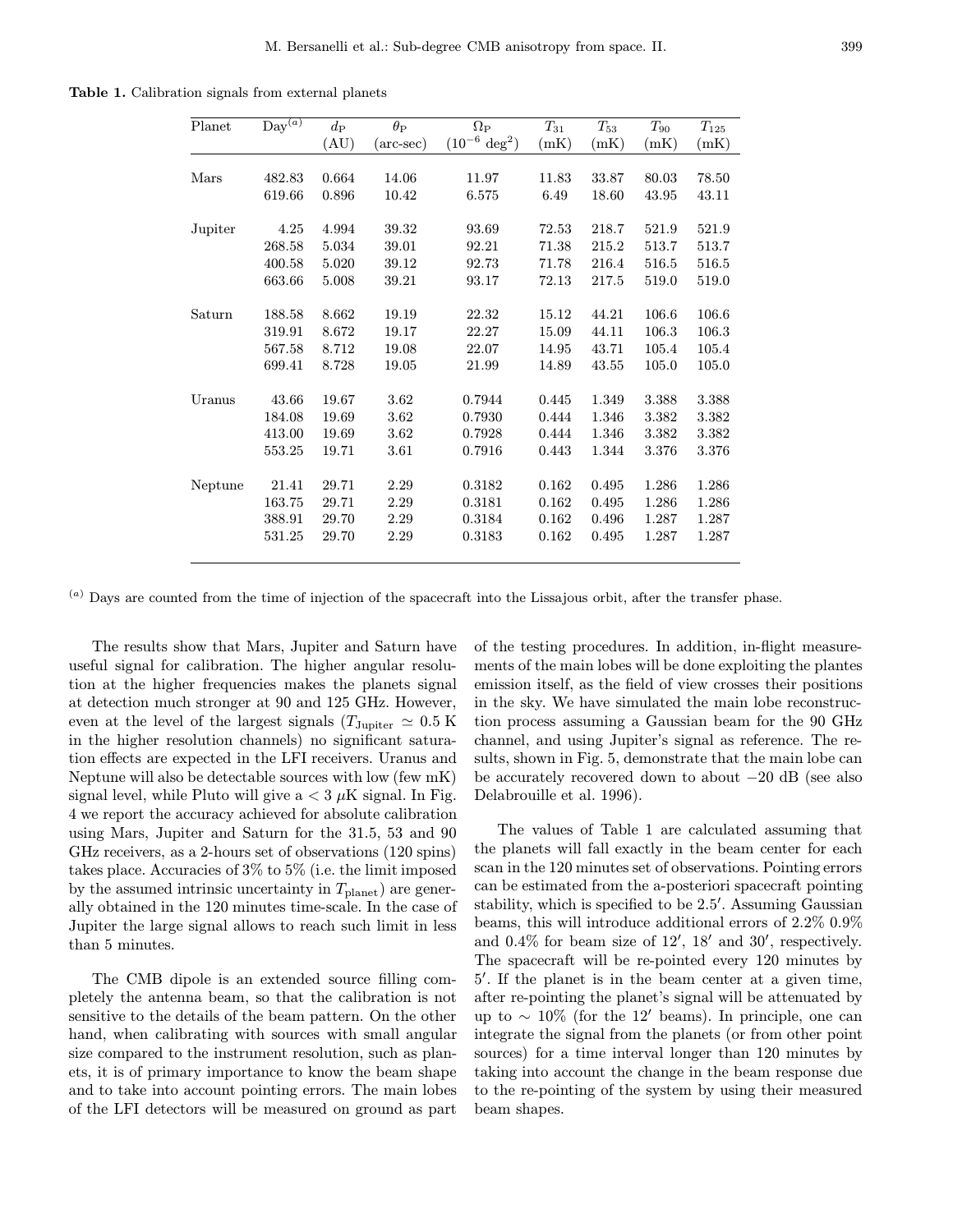**Table 1.** Calibration signals from external planets

| Planet | Day[(a)] | $d_{\rm P}$ (AU) | $\theta_{\rm P}$ (arc-sec) | $\Omega_{\rm P}$ ($10^{-6}$ deg$^2$) | $T_{31}$ (mK) | $T_{53}$ (mK) | $T_{90}$ (mK) | $T_{125}$ (mK) |
|---|---|---|---|---|---|---|---|---|
| Mars | 482.83 | 0.664 | 14.06 | 11.97 | 11.83 | 33.87 | 80.03 | 78.50 |
| | 619.66 | 0.896 | 10.42 | 6.575 | 6.49 | 18.60 | 43.95 | 43.11 |
| Jupiter | 4.25 | 4.994 | 39.32 | 93.69 | 72.53 | 218.7 | 521.9 | 521.9 |
| | 268.58 | 5.034 | 39.01 | 92.21 | 71.38 | 215.2 | 513.7 | 513.7 |
| | 400.58 | 5.020 | 39.12 | 92.73 | 71.78 | 216.4 | 516.5 | 516.5 |
| | 663.66 | 5.008 | 39.21 | 93.17 | 72.13 | 217.5 | 519.0 | 519.0 |
| Saturn | 188.58 | 8.662 | 19.19 | 22.32 | 15.12 | 44.21 | 106.6 | 106.6 |
| | 319.91 | 8.672 | 19.17 | 22.27 | 15.09 | 44.11 | 106.3 | 106.3 |
| | 567.58 | 8.712 | 19.08 | 22.07 | 14.95 | 43.71 | 105.4 | 105.4 |
| | 699.41 | 8.728 | 19.05 | 21.99 | 14.89 | 43.55 | 105.0 | 105.0 |
| Uranus | 43.66 | 19.67 | 3.62 | 0.7944 | 0.445 | 1.349 | 3.388 | 3.388 |
| | 184.08 | 19.69 | 3.62 | 0.7930 | 0.444 | 1.346 | 3.382 | 3.382 |
| | 413.00 | 19.69 | 3.62 | 0.7928 | 0.444 | 1.346 | 3.382 | 3.382 |
| | 553.25 | 19.71 | 3.61 | 0.7916 | 0.443 | 1.344 | 3.376 | 3.376 |
| Neptune | 21.41 | 29.71 | 2.29 | 0.3182 | 0.162 | 0.495 | 1.286 | 1.286 |
| | 163.75 | 29.71 | 2.29 | 0.3181 | 0.162 | 0.495 | 1.286 | 1.286 |
| | 388.91 | 29.70 | 2.29 | 0.3184 | 0.162 | 0.496 | 1.287 | 1.287 |
| | 531.25 | 29.70 | 2.29 | 0.3183 | 0.162 | 0.495 | 1.287 | 1.287 |

[(a)] Days are counted from the time of injection of the spacecraft into the Lissajous orbit, after the transfer phase.

The results show that Mars, Jupiter and Saturn have useful signal for calibration. The higher angular resolution at the higher frequencies makes the planets signal at detection much stronger at 90 and 125 GHz. However, even at the level of the largest signals ($T_{\rm Jupiter} \simeq 0.5$ K in the higher resolution channels) no significant saturation effects are expected in the LFI receivers. Uranus and Neptune will also be detectable sources with low (few mK) signal level, while Pluto will give a $< 3\ \mu$K signal. In Fig. 4 we report the accuracy achieved for absolute calibration using Mars, Jupiter and Saturn for the 31.5, 53 and 90 GHz receivers, as a 2-hours set of observations (120 spins) takes place. Accuracies of 3% to 5% (i.e. the limit imposed by the assumed intrinsic uncertainty in $T_{\rm planet}$) are generally obtained in the 120 minutes time-scale. In the case of Jupiter the large signal allows to reach such limit in less than 5 minutes.

The CMB dipole is an extended source filling completely the antenna beam, so that the calibration is not sensitive to the details of the beam pattern. On the other hand, when calibrating with sources with small angular size compared to the instrument resolution, such as planets, it is of primary importance to know the beam shape and to take into account pointing errors. The main lobes of the LFI detectors will be measured on ground as part of the testing procedures. In addition, in-flight measurements of the main lobes will be done exploiting the plantes emission itself, as the field of view crosses their positions in the sky. We have simulated the main lobe reconstruction process assuming a Gaussian beam for the 90 GHz channel, and using Jupiter's signal as reference. The results, shown in Fig. 5, demonstrate that the main lobe can be accurately recovered down to about $-20$ dB (see also Delabrouille et al. 1996).

The values of Table 1 are calculated assuming that the planets will fall exactly in the beam center for each scan in the 120 minutes set of observations. Pointing errors can be estimated from the a-posteriori spacecraft pointing stability, which is specified to be $2.5'$. Assuming Gaussian beams, this will introduce additional errors of 2.2% 0.9% and 0.4% for beam size of $12'$, $18'$ and $30'$, respectively. The spacecraft will be re-pointed every 120 minutes by $5'$. If the planet is in the beam center at a given time, after re-pointing the planet's signal will be attenuated by up to $\sim$ 10% (for the $12'$ beams). In principle, one can integrate the signal from the planets (or from other point sources) for a time interval longer than 120 minutes by taking into account the change in the beam response due to the re-pointing of the system by using their measured beam shapes.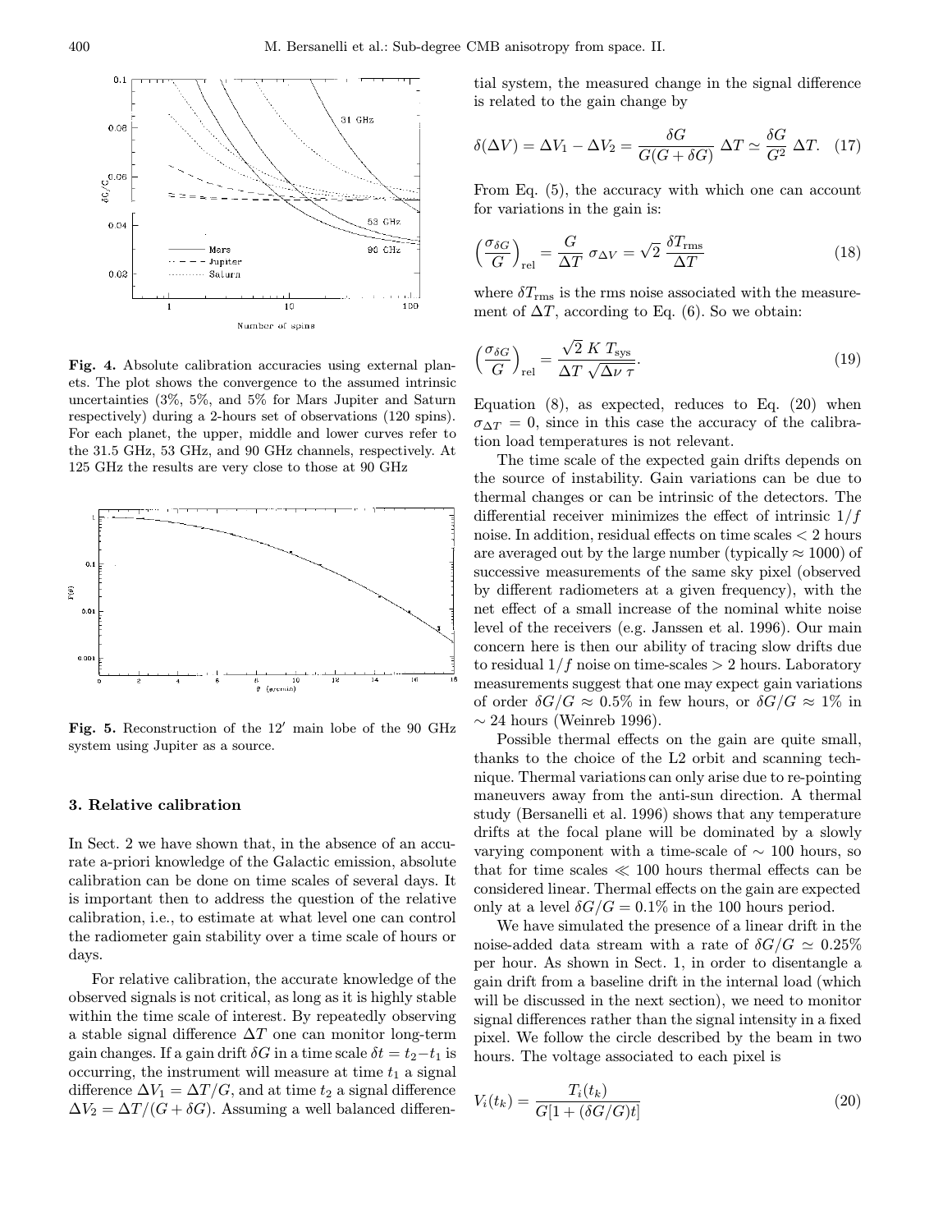**Fig. 4.** Absolute calibration accuracies using external planets. The plot shows the convergence to the assumed intrinsic uncertainties (3%, 5%, and 5% for Mars Jupiter and Saturn respectively) during a 2-hours set of observations (120 spins). For each planet, the upper, middle and lower curves refer to the 31.5 GHz, 53 GHz, and 90 GHz channels, respectively. At 125 GHz the results are very close to those at 90 GHz

**Fig. 5.** Reconstruction of the $12'$ main lobe of the 90 GHz system using Jupiter as a source.

### 3. Relative calibration

In Sect. 2 we have shown that, in the absence of an accurate a-priori knowledge of the Galactic emission, absolute calibration can be done on time scales of several days. It is important then to address the question of the relative calibration, i.e., to estimate at what level one can control the radiometer gain stability over a time scale of hours or days.

For relative calibration, the accurate knowledge of the observed signals is not critical, as long as it is highly stable within the time scale of interest. By repeatedly observing a stable signal difference $\Delta T$ one can monitor long-term gain changes. If a gain drift $\delta G$ in a time scale $\delta t = t_2 - t_1$ is occurring, the instrument will measure at time $t_1$ a signal difference $\Delta V_1 = \Delta T/G$, and at time $t_2$ a signal difference $\Delta V_2 = \Delta T/(G + \delta G)$. Assuming a well balanced differential system, the measured change in the signal difference is related to the gain change by

$$\delta(\Delta V) = \Delta V_1 - \Delta V_2 = \frac{\delta G}{G(G + \delta G)}\, \Delta T \simeq \frac{\delta G}{G^2}\, \Delta T. \quad (17)$$

From Eq. (5), the accuracy with which one can account for variations in the gain is:

$$\left(\frac{\sigma_{\delta G}}{G}\right)_{\rm rel} = \frac{G}{\Delta T}\, \sigma_{\Delta V} = \sqrt{2}\, \frac{\delta T_{\rm rms}}{\Delta T} \quad (18)$$

where $\delta T_{\rm rms}$ is the rms noise associated with the measurement of $\Delta T$, according to Eq. (6). So we obtain:

$$\left(\frac{\sigma_{\delta G}}{G}\right)_{\rm rel} = \frac{\sqrt{2}\ K\ T_{\rm sys}}{\Delta T\ \sqrt{\Delta\nu\ \tau}}. \quad (19)$$

Equation (8), as expected, reduces to Eq. (20) when $\sigma_{\Delta T} = 0$, since in this case the accuracy of the calibration load temperatures is not relevant.

The time scale of the expected gain drifts depends on the source of instability. Gain variations can be due to thermal changes or can be intrinsic of the detectors. The differential receiver minimizes the effect of intrinsic $1/f$ noise. In addition, residual effects on time scales $< 2$ hours are averaged out by the large number (typically $\approx 1000$) of successive measurements of the same sky pixel (observed by different radiometers at a given frequency), with the net effect of a small increase of the nominal white noise level of the receivers (e.g. Janssen et al. 1996). Our main concern here is then our ability of tracing slow drifts due to residual $1/f$ noise on time-scales $> 2$ hours. Laboratory measurements suggest that one may expect gain variations of order $\delta G/G \approx 0.5\%$ in few hours, or $\delta G/G \approx 1\%$ in $\sim 24$ hours (Weinreb 1996).

Possible thermal effects on the gain are quite small, thanks to the choice of the L2 orbit and scanning technique. Thermal variations can only arise due to re-pointing maneuvers away from the anti-sun direction. A thermal study (Bersanelli et al. 1996) shows that any temperature drifts at the focal plane will be dominated by a slowly varying component with a time-scale of $\sim 100$ hours, so that for time scales $\ll 100$ hours thermal effects can be considered linear. Thermal effects on the gain are expected only at a level $\delta G/G = 0.1\%$ in the 100 hours period.

We have simulated the presence of a linear drift in the noise-added data stream with a rate of $\delta G/G \simeq 0.25\%$ per hour. As shown in Sect. 1, in order to disentangle a gain drift from a baseline drift in the internal load (which will be discussed in the next section), we need to monitor signal differences rather than the signal intensity in a fixed pixel. We follow the circle described by the beam in two hours. The voltage associated to each pixel is

$$V_i(t_k) = \frac{T_i(t_k)}{G[1 + (\delta G/G)t]} \quad (20)$$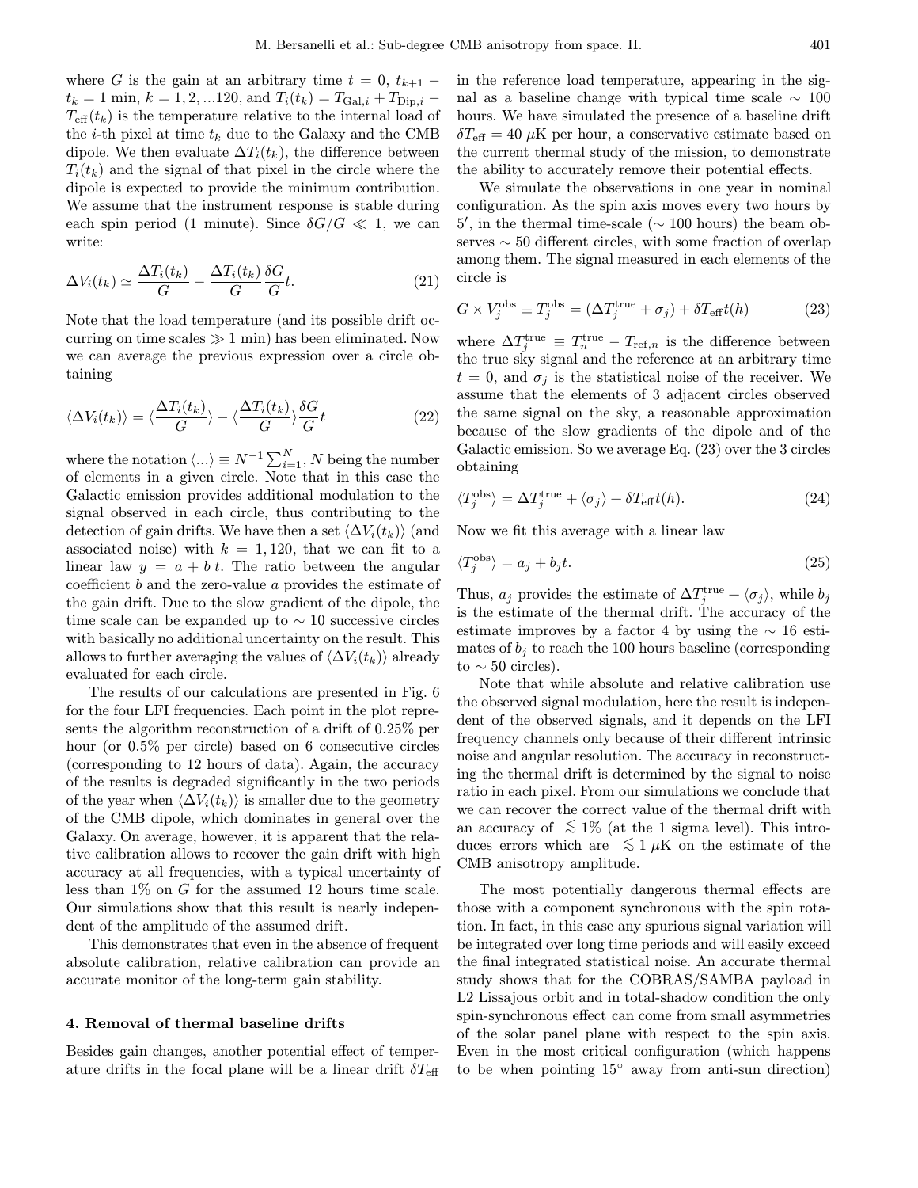where $G$ is the gain at an arbitrary time $t = 0$, $t_{k+1} - t_k = 1$ min, $k = 1, 2, ...120$, and $T_i(t_k) = T_{\mathrm{Gal},i} + T_{\mathrm{Dip},i} - T_{\mathrm{eff}}(t_k)$ is the temperature relative to the internal load of the $i$-th pixel at time $t_k$ due to the Galaxy and the CMB dipole. We then evaluate $\Delta T_i(t_k)$, the difference between $T_i(t_k)$ and the signal of that pixel in the circle where the dipole is expected to provide the minimum contribution. We assume that the instrument response is stable during each spin period (1 minute). Since $\delta G/G \ll 1$, we can write:

$$\Delta V_i(t_k) \simeq \frac{\Delta T_i(t_k)}{G} - \frac{\Delta T_i(t_k)}{G}\frac{\delta G}{G}t. \tag{21}$$

Note that the load temperature (and its possible drift occurring on time scales $\gg 1$ min) has been eliminated. Now we can average the previous expression over a circle obtaining

$$\langle \Delta V_i(t_k) \rangle = \langle \frac{\Delta T_i(t_k)}{G} \rangle - \langle \frac{\Delta T_i(t_k)}{G} \rangle \frac{\delta G}{G}t \tag{22}$$

where the notation $\langle ... \rangle \equiv N^{-1}\sum_{i=1}^{N}$, $N$ being the number of elements in a given circle. Note that in this case the Galactic emission provides additional modulation to the signal observed in each circle, thus contributing to the detection of gain drifts. We have then a set $\langle \Delta V_i(t_k) \rangle$ (and associated noise) with $k = 1, 120$, that we can fit to a linear law $y = a + b\,t$. The ratio between the angular coefficient $b$ and the zero-value $a$ provides the estimate of the gain drift. Due to the slow gradient of the dipole, the time scale can be expanded up to $\sim 10$ successive circles with basically no additional uncertainty on the result. This allows to further averaging the values of $\langle \Delta V_i(t_k) \rangle$ already evaluated for each circle.

The results of our calculations are presented in Fig. 6 for the four LFI frequencies. Each point in the plot represents the algorithm reconstruction of a drift of 0.25% per hour (or 0.5% per circle) based on 6 consecutive circles (corresponding to 12 hours of data). Again, the accuracy of the results is degraded significantly in the two periods of the year when $\langle \Delta V_i(t_k) \rangle$ is smaller due to the geometry of the CMB dipole, which dominates in general over the Galaxy. On average, however, it is apparent that the relative calibration allows to recover the gain drift with high accuracy at all frequencies, with a typical uncertainty of less than 1% on $G$ for the assumed 12 hours time scale. Our simulations show that this result is nearly independent of the amplitude of the assumed drift.

This demonstrates that even in the absence of frequent absolute calibration, relative calibration can provide an accurate monitor of the long-term gain stability.

## 4. Removal of thermal baseline drifts

Besides gain changes, another potential effect of temperature drifts in the focal plane will be a linear drift $\delta T_{\mathrm{eff}}$ in the reference load temperature, appearing in the signal as a baseline change with typical time scale $\sim 100$ hours. We have simulated the presence of a baseline drift $\delta T_{\mathrm{eff}} = 40\ \mu$K per hour, a conservative estimate based on the current thermal study of the mission, to demonstrate the ability to accurately remove their potential effects.

We simulate the observations in one year in nominal configuration. As the spin axis moves every two hours by $5'$, in the thermal time-scale ($\sim 100$ hours) the beam observes $\sim 50$ different circles, with some fraction of overlap among them. The signal measured in each elements of the circle is

$$G \times V_j^{\mathrm{obs}} \equiv T_j^{\mathrm{obs}} = (\Delta T_j^{\mathrm{true}} + \sigma_j) + \delta T_{\mathrm{eff}}\, t(h) \tag{23}$$

where $\Delta T_j^{\mathrm{true}} \equiv T_n^{\mathrm{true}} - T_{\mathrm{ref},n}$ is the difference between the true sky signal and the reference at an arbitrary time $t = 0$, and $\sigma_j$ is the statistical noise of the receiver. We assume that the elements of 3 adjacent circles observed the same signal on the sky, a reasonable approximation because of the slow gradients of the dipole and of the Galactic emission. So we average Eq. (23) over the 3 circles obtaining

$$\langle T_j^{\mathrm{obs}} \rangle = \Delta T_j^{\mathrm{true}} + \langle \sigma_j \rangle + \delta T_{\mathrm{eff}}\, t(h). \tag{24}$$

Now we fit this average with a linear law

$$\langle T_j^{\mathrm{obs}} \rangle = a_j + b_j t. \tag{25}$$

Thus, $a_j$ provides the estimate of $\Delta T_j^{\mathrm{true}} + \langle \sigma_j \rangle$, while $b_j$ is the estimate of the thermal drift. The accuracy of the estimate improves by a factor 4 by using the $\sim 16$ estimates of $b_j$ to reach the 100 hours baseline (corresponding to $\sim 50$ circles).

Note that while absolute and relative calibration use the observed signal modulation, here the result is independent of the observed signals, and it depends on the LFI frequency channels only because of their different intrinsic noise and angular resolution. The accuracy in reconstructing the thermal drift is determined by the signal to noise ratio in each pixel. From our simulations we conclude that we can recover the correct value of the thermal drift with an accuracy of $\lesssim 1\%$ (at the 1 sigma level). This introduces errors which are $\lesssim 1\ \mu$K on the estimate of the CMB anisotropy amplitude.

The most potentially dangerous thermal effects are those with a component synchronous with the spin rotation. In fact, in this case any spurious signal variation will be integrated over long time periods and will easily exceed the final integrated statistical noise. An accurate thermal study shows that for the COBRAS/SAMBA payload in L2 Lissajous orbit and in total-shadow condition the only spin-synchronous effect can come from small asymmetries of the solar panel plane with respect to the spin axis. Even in the most critical configuration (which happens to be when pointing $15^\circ$ away from anti-sun direction)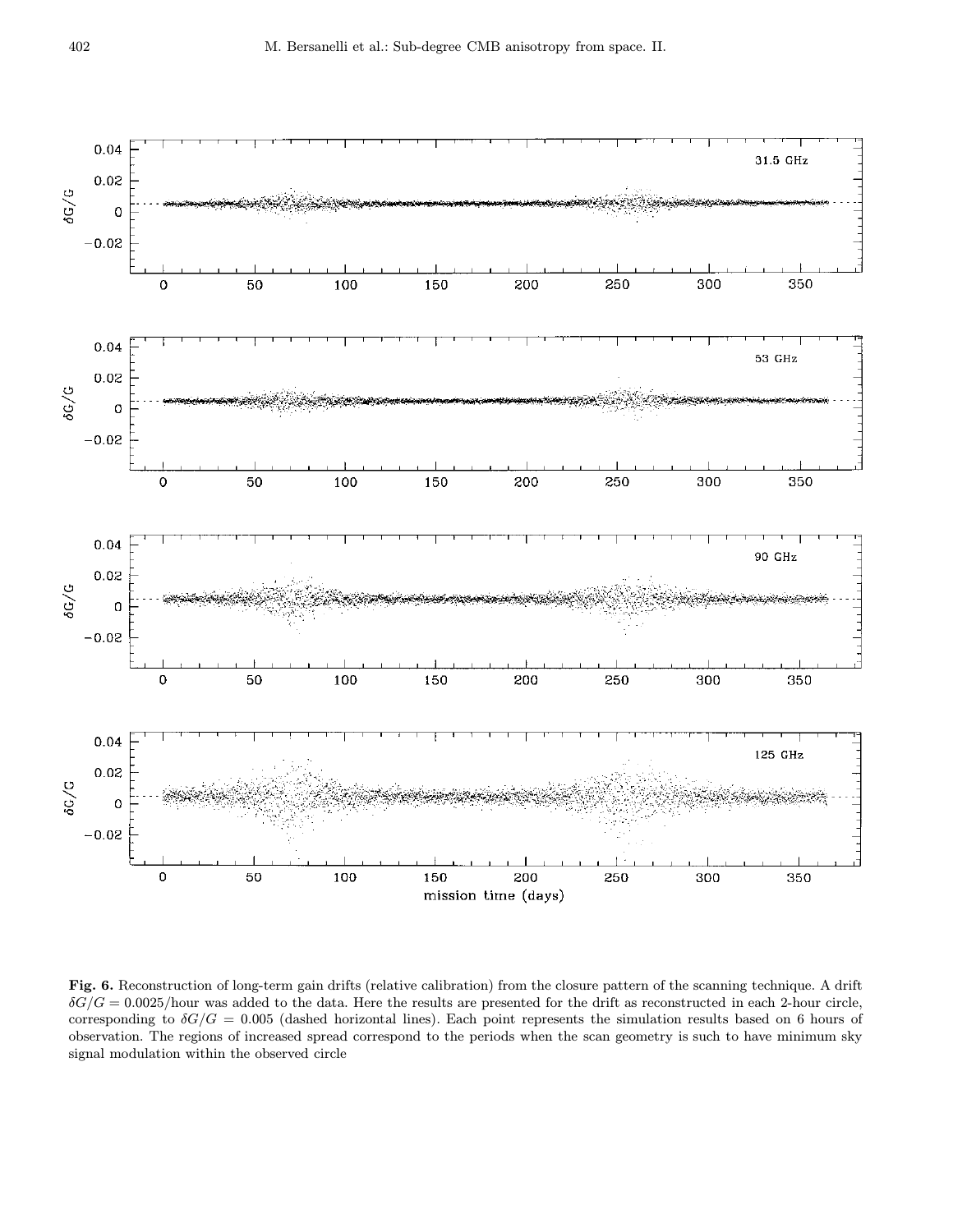**Fig. 6.** Reconstruction of long-term gain drifts (relative calibration) from the closure pattern of the scanning technique. A drift $\delta G/G = 0.0025$/hour was added to the data. Here the results are presented for the drift as reconstructed in each 2-hour circle, corresponding to $\delta G/G = 0.005$ (dashed horizontal lines). Each point represents the simulation results based on 6 hours of observation. The regions of increased spread correspond to the periods when the scan geometry is such to have minimum sky signal modulation within the observed circle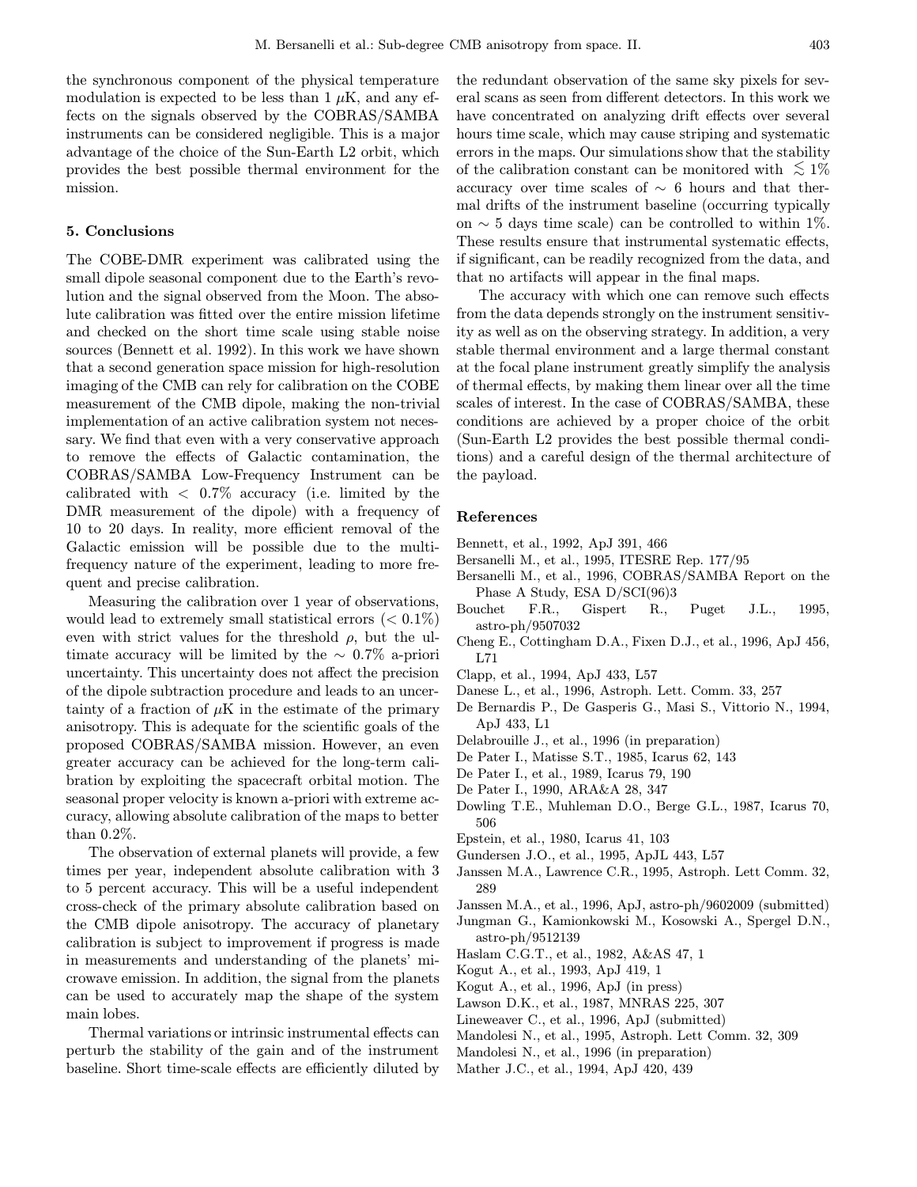the synchronous component of the physical temperature modulation is expected to be less than 1 $\mu$K, and any effects on the signals observed by the COBRAS/SAMBA instruments can be considered negligible. This is a major advantage of the choice of the Sun-Earth L2 orbit, which provides the best possible thermal environment for the mission.

## 5. Conclusions

The COBE-DMR experiment was calibrated using the small dipole seasonal component due to the Earth's revolution and the signal observed from the Moon. The absolute calibration was fitted over the entire mission lifetime and checked on the short time scale using stable noise sources (Bennett et al. 1992). In this work we have shown that a second generation space mission for high-resolution imaging of the CMB can rely for calibration on the COBE measurement of the CMB dipole, making the non-trivial implementation of an active calibration system not necessary. We find that even with a very conservative approach to remove the effects of Galactic contamination, the COBRAS/SAMBA Low-Frequency Instrument can be calibrated with $< 0.7\%$ accuracy (i.e. limited by the DMR measurement of the dipole) with a frequency of 10 to 20 days. In reality, more efficient removal of the Galactic emission will be possible due to the multi-frequency nature of the experiment, leading to more frequent and precise calibration.

Measuring the calibration over 1 year of observations, would lead to extremely small statistical errors ($< 0.1\%$) even with strict values for the threshold $\rho$, but the ultimate accuracy will be limited by the $\sim 0.7\%$ a-priori uncertainty. This uncertainty does not affect the precision of the dipole subtraction procedure and leads to an uncertainty of a fraction of $\mu$K in the estimate of the primary anisotropy. This is adequate for the scientific goals of the proposed COBRAS/SAMBA mission. However, an even greater accuracy can be achieved for the long-term calibration by exploiting the spacecraft orbital motion. The seasonal proper velocity is known a-priori with extreme accuracy, allowing absolute calibration of the maps to better than 0.2%.

The observation of external planets will provide, a few times per year, independent absolute calibration with 3 to 5 percent accuracy. This will be a useful independent cross-check of the primary absolute calibration based on the CMB dipole anisotropy. The accuracy of planetary calibration is subject to improvement if progress is made in measurements and understanding of the planets' microwave emission. In addition, the signal from the planets can be used to accurately map the shape of the system main lobes.

Thermal variations or intrinsic instrumental effects can perturb the stability of the gain and of the instrument baseline. Short time-scale effects are efficiently diluted by the redundant observation of the same sky pixels for several scans as seen from different detectors. In this work we have concentrated on analyzing drift effects over several hours time scale, which may cause striping and systematic errors in the maps. Our simulations show that the stability of the calibration constant can be monitored with $\lesssim 1\%$ accuracy over time scales of $\sim 6$ hours and that thermal drifts of the instrument baseline (occurring typically on $\sim 5$ days time scale) can be controlled to within 1%. These results ensure that instrumental systematic effects, if significant, can be readily recognized from the data, and that no artifacts will appear in the final maps.

The accuracy with which one can remove such effects from the data depends strongly on the instrument sensitivity as well as on the observing strategy. In addition, a very stable thermal environment and a large thermal constant at the focal plane instrument greatly simplify the analysis of thermal effects, by making them linear over all the time scales of interest. In the case of COBRAS/SAMBA, these conditions are achieved by a proper choice of the orbit (Sun-Earth L2 provides the best possible thermal conditions) and a careful design of the thermal architecture of the payload.

## References

Bennett, et al., 1992, ApJ 391, 466
Bersanelli M., et al., 1995, ITESRE Rep. 177/95
Bersanelli M., et al., 1996, COBRAS/SAMBA Report on the Phase A Study, ESA D/SCI(96)3
Bouchet F.R., Gispert R., Puget J.L., 1995, astro-ph/9507032
Cheng E., Cottingham D.A., Fixen D.J., et al., 1996, ApJ 456, L71
Clapp, et al., 1994, ApJ 433, L57
Danese L., et al., 1996, Astroph. Lett. Comm. 33, 257
De Bernardis P., De Gasperis G., Masi S., Vittorio N., 1994, ApJ 433, L1
Delabrouille J., et al., 1996 (in preparation)
De Pater I., Matisse S.T., 1985, Icarus 62, 143
De Pater I., et al., 1989, Icarus 79, 190
De Pater I., 1990, ARA&A 28, 347
Dowling T.E., Muhleman D.O., Berge G.L., 1987, Icarus 70, 506
Epstein, et al., 1980, Icarus 41, 103
Gundersen J.O., et al., 1995, ApJL 443, L57
Janssen M.A., Lawrence C.R., 1995, Astroph. Lett Comm. 32, 289
Janssen M.A., et al., 1996, ApJ, astro-ph/9602009 (submitted)
Jungman G., Kamionkowski M., Kosowski A., Spergel D.N., astro-ph/9512139
Haslam C.G.T., et al., 1982, A&AS 47, 1
Kogut A., et al., 1993, ApJ 419, 1
Kogut A., et al., 1996, ApJ (in press)
Lawson D.K., et al., 1987, MNRAS 225, 307
Lineweaver C., et al., 1996, ApJ (submitted)
Mandolesi N., et al., 1995, Astroph. Lett Comm. 32, 309
Mandolesi N., et al., 1996 (in preparation)
Mather J.C., et al., 1994, ApJ 420, 439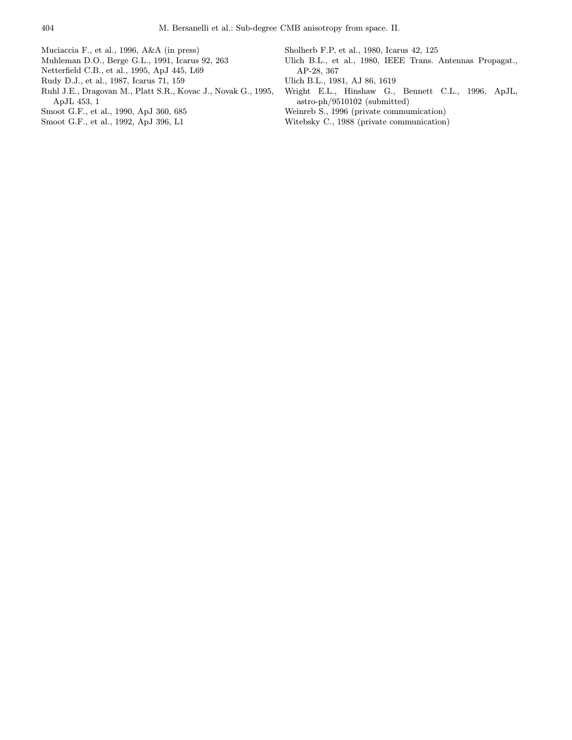Muciaccia F., et al., 1996, A&A (in press)

Muhleman D.O., Berge G.L., 1991, Icarus 92, 263

Netterfield C.B., et al., 1995, ApJ 445, L69

Rudy D.J., et al., 1987, Icarus 71, 159

Ruhl J.E., Dragovan M., Platt S.R., Kovac J., Novak G., 1995, ApJL 453, 1

Smoot G.F., et al., 1990, ApJ 360, 685

Smoot G.F., et al., 1992, ApJ 396, L1

Sholherb F.P, et al., 1980, Icarus 42, 125

Ulich B.L., et al., 1980, IEEE Trans. Antennas Propagat., AP-28, 367

Ulich B.L., 1981, AJ 86, 1619

Wright E.L., Hinshaw G., Bennett C.L., 1996, ApJL, astro-ph/9510102 (submitted)

Weinreb S., 1996 (private commumication)

Witebsky C., 1988 (private communication)